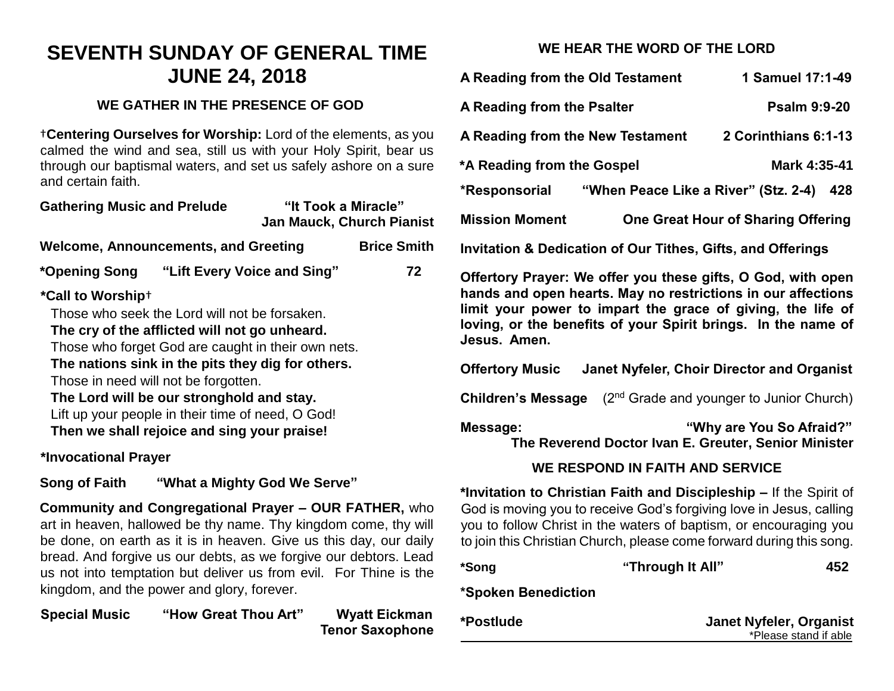# SEVENTH SUNDAY OF GENERAL TIME
# JUNE 24, 2018

### WE GATHER IN THE PRESENCE OF GOD

†**Centering Ourselves for Worship:** Lord of the elements, as you calmed the wind and sea, still us with your Holy Spirit, bear us through our baptismal waters, and set us safely ashore on a sure and certain faith.

**Gathering Music and Prelude** **"It Took a Miracle"**
**Jan Mauck, Church Pianist**

**Welcome, Announcements, and Greeting** **Brice Smith**

**\*Opening Song** **"Lift Every Voice and Sing"** **72**

**\*Call to Worship†**

Those who seek the Lord will not be forsaken.
**The cry of the afflicted will not go unheard.**
Those who forget God are caught in their own nets.
**The nations sink in the pits they dig for others.**
Those in need will not be forgotten.
**The Lord will be our stronghold and stay.**
Lift up your people in their time of need, O God!
**Then we shall rejoice and sing your praise!**

**\*Invocational Prayer**

**Song of Faith** **"What a Mighty God We Serve"**

**Community and Congregational Prayer – OUR FATHER,** who art in heaven, hallowed be thy name. Thy kingdom come, thy will be done, on earth as it is in heaven. Give us this day, our daily bread. And forgive us our debts, as we forgive our debtors. Lead us not into temptation but deliver us from evil. For Thine is the kingdom, and the power and glory, forever.

**Special Music** **"How Great Thou Art"** **Wyatt Eickman**
**Tenor Saxophone**

### WE HEAR THE WORD OF THE LORD

**A Reading from the Old Testament** **1 Samuel 17:1-49**

**A Reading from the Psalter** **Psalm 9:9-20**

**A Reading from the New Testament** **2 Corinthians 6:1-13**

**\*A Reading from the Gospel** **Mark 4:35-41**

**\*Responsorial** **"When Peace Like a River" (Stz. 2-4)** **428**

**Mission Moment** **One Great Hour of Sharing Offering**

**Invitation & Dedication of Our Tithes, Gifts, and Offerings**

**Offertory Prayer: We offer you these gifts, O God, with open hands and open hearts. May no restrictions in our affections limit your power to impart the grace of giving, the life of loving, or the benefits of your Spirit brings. In the name of Jesus. Amen.**

**Offertory Music** **Janet Nyfeler, Choir Director and Organist**

**Children's Message** (2nd Grade and younger to Junior Church)

**Message:** **"Why are You So Afraid?"**
**The Reverend Doctor Ivan E. Greuter, Senior Minister**

### WE RESPOND IN FAITH AND SERVICE

**\*Invitation to Christian Faith and Discipleship –** If the Spirit of God is moving you to receive God's forgiving love in Jesus, calling you to follow Christ in the waters of baptism, or encouraging you to join this Christian Church, please come forward during this song.

**\*Song** **"Through It All"** **452**

**\*Spoken Benediction**

**\*Postlude** **Janet Nyfeler, Organist**

\*Please stand if able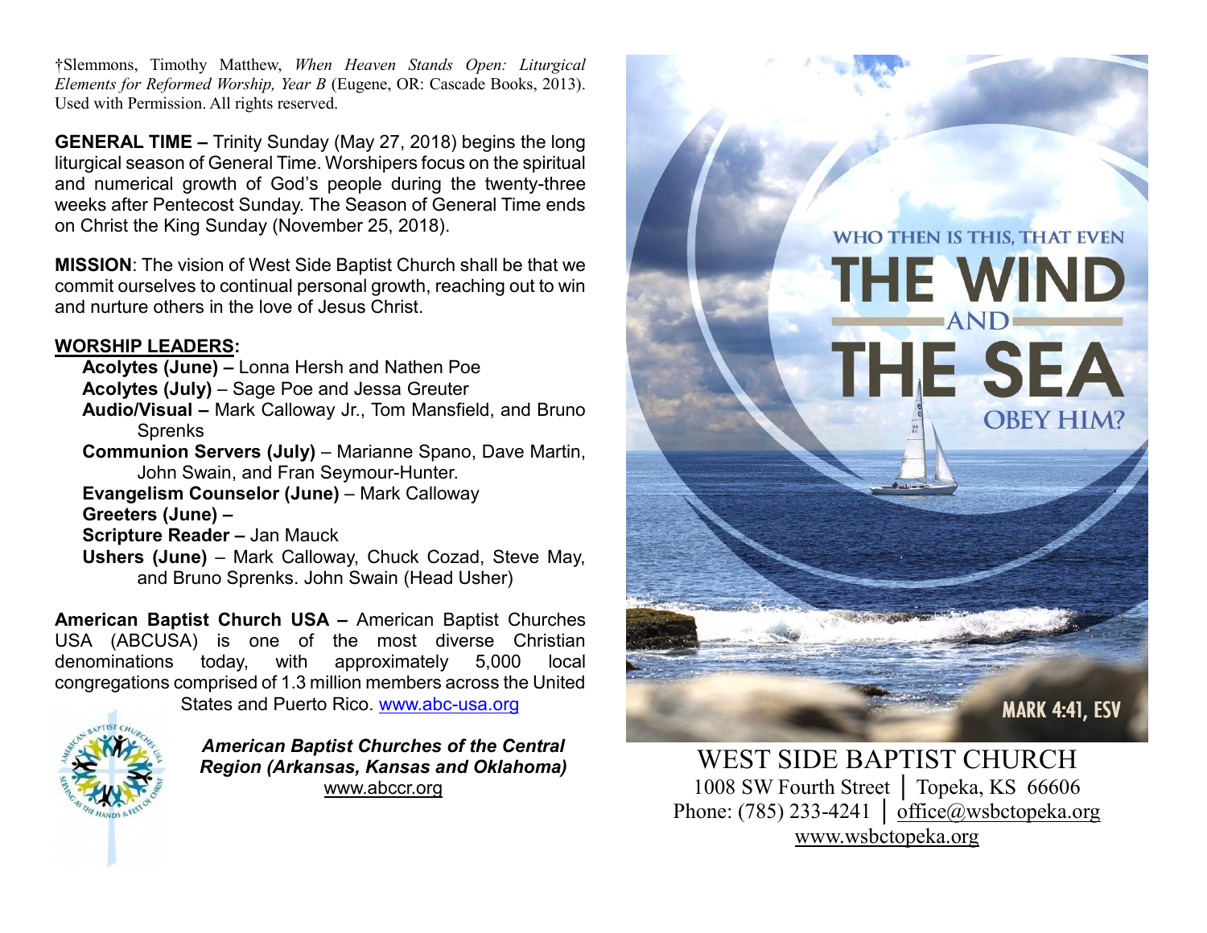†Slemmons, Timothy Matthew, *When Heaven Stands Open: Liturgical Elements for Reformed Worship, Year B* (Eugene, OR: Cascade Books, 2013). Used with Permission. All rights reserved.

**GENERAL TIME –** Trinity Sunday (May 27, 2018) begins the long liturgical season of General Time. Worshipers focus on the spiritual and numerical growth of God's people during the twenty-three weeks after Pentecost Sunday. The Season of General Time ends on Christ the King Sunday (November 25, 2018).

**MISSION**: The vision of West Side Baptist Church shall be that we commit ourselves to continual personal growth, reaching out to win and nurture others in the love of Jesus Christ.

**WORSHIP LEADERS:**

- **Acolytes (June) –** Lonna Hersh and Nathen Poe
- **Acolytes (July)** – Sage Poe and Jessa Greuter
- **Audio/Visual –** Mark Calloway Jr., Tom Mansfield, and Bruno Sprenks
- **Communion Servers (July)** – Marianne Spano, Dave Martin, John Swain, and Fran Seymour-Hunter.
- **Evangelism Counselor (June)** – Mark Calloway
- **Greeters (June) –**
- **Scripture Reader –** Jan Mauck
- **Ushers (June)** – Mark Calloway, Chuck Cozad, Steve May, and Bruno Sprenks. John Swain (Head Usher)

**American Baptist Church USA –** American Baptist Churches USA (ABCUSA) is one of the most diverse Christian denominations today, with approximately 5,000 local congregations comprised of 1.3 million members across the United States and Puerto Rico. www.abc-usa.org

***American Baptist Churches of the Central Region (Arkansas, Kansas and Oklahoma)***
www.abccr.org

WHO THEN IS THIS, THAT EVEN THE WIND AND THE SEA OBEY HIM?

MARK 4:41, ESV

WEST SIDE BAPTIST CHURCH
1008 SW Fourth Street | Topeka, KS 66606
Phone: (785) 233-4241 | office@wsbctopeka.org
www.wsbctopeka.org